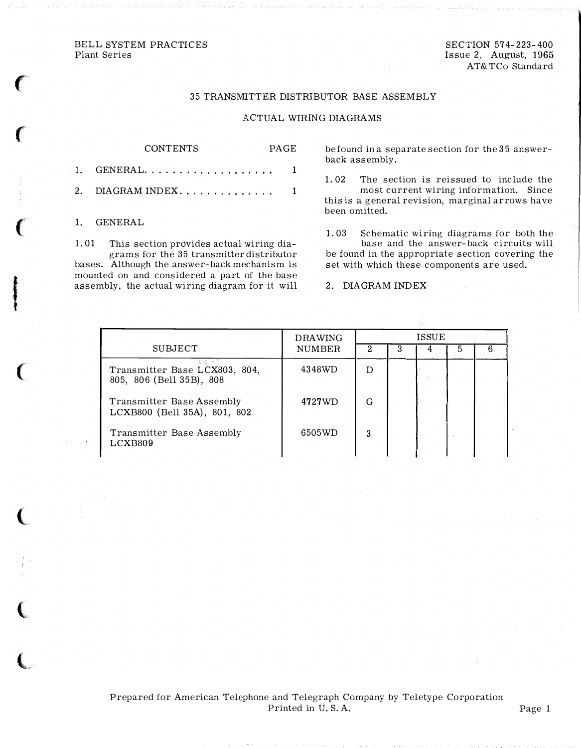BELL SYSTEM PRACTICES
Plant Series

SECTION 574-223-400
Issue 2, August, 1965
AT&TCo Standard

# 35 TRANSMITTER DISTRIBUTOR BASE ASSEMBLY

## ACTUAL WIRING DIAGRAMS

| CONTENTS | PAGE |
|---|---|
| 1. GENERAL . . . . . . . . . . . . . . . . . . . | 1 |
| 2. DIAGRAM INDEX . . . . . . . . . . . . . . | 1 |

## 1. GENERAL

1.01 This section provides actual wiring diagrams for the 35 transmitter distributor bases. Although the answer-back mechanism is mounted on and considered a part of the base assembly, the actual wiring diagram for it will be found in a separate section for the 35 answer-back assembly.

1.02 The section is reissued to include the most current wiring information. Since this is a general revision, marginal arrows have been omitted.

1.03 Schematic wiring diagrams for both the base and the answer-back circuits will be found in the appropriate section covering the set with which these components are used.

## 2. DIAGRAM INDEX

| SUBJECT | DRAWING NUMBER | ISSUE 2 | 3 | 4 | 5 | 6 |
|---|---|---|---|---|---|---|
| Transmitter Base LCX803, 804, 805, 806 (Bell 35B), 808 | 4348WD | D | | | | |
| Transmitter Base Assembly LCXB800 (Bell 35A), 801, 802 | 4727WD | G | | | | |
| Transmitter Base Assembly LCXB809 | 6505WD | 3 | | | | |

Prepared for American Telephone and Telegraph Company by Teletype Corporation
Printed in U. S. A.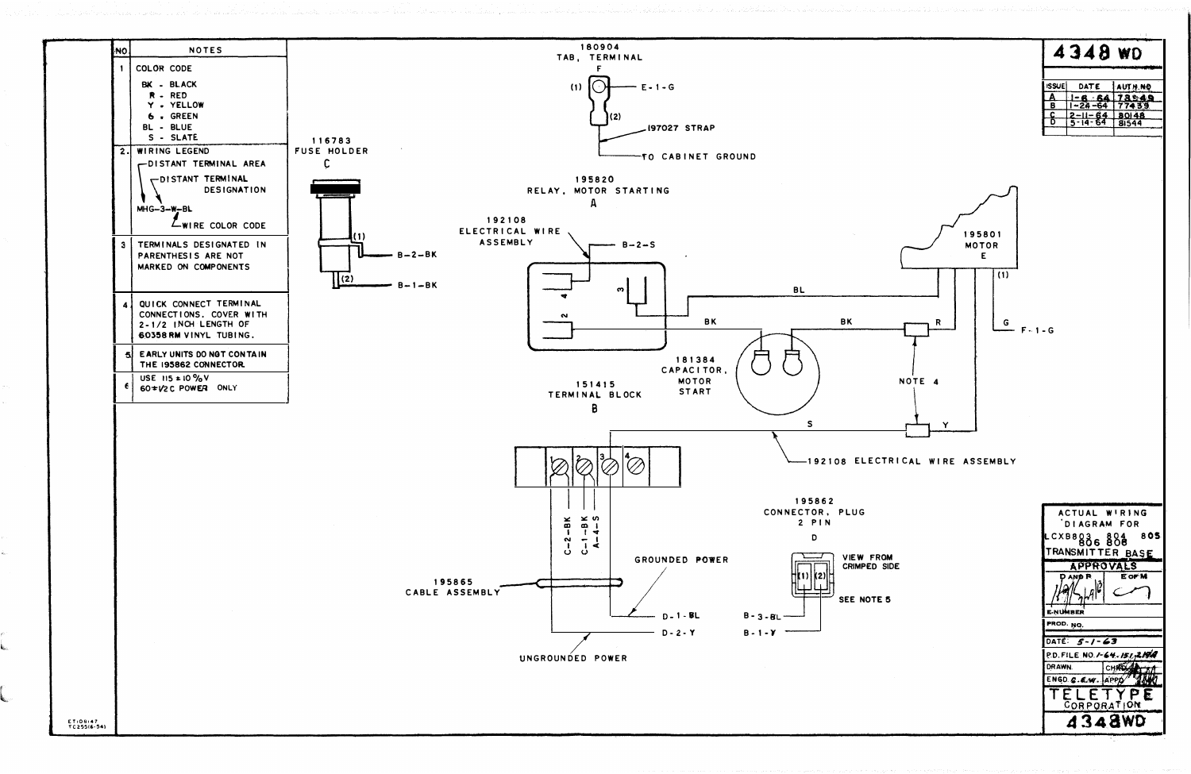# 4348 WD

| ISSUE | DATE | AUTH NO |
|---|---|---|
| A | 1-6-64 | 73949 |
| B | 1-24-64 | 77439 |
| C | 2-11-64 | 80148 |
| D | 5-14-64 | 81544 |

| NO. | NOTES |
|---|---|
| 1 | COLOR CODE<br>BK - BLACK<br>R - RED<br>Y - YELLOW<br>G - GREEN<br>BL - BLUE<br>S - SLATE |
| 2. | WIRING LEGEND<br>DISTANT TERMINAL AREA<br>DISTANT TERMINAL DESIGNATION<br>MHG-3-W-BL<br>WIRE COLOR CODE |
| 3 | TERMINALS DESIGNATED IN PARENTHESIS ARE NOT MARKED ON COMPONENTS |
| 4 | QUICK CONNECT TERMINAL CONNECTIONS. COVER WITH 2-1/2 INCH LENGTH OF 60358RM VINYL TUBING. |
| 5 | EARLY UNITS DO NOT CONTAIN THE 195862 CONNECTOR. |
| 6 | USE 115 ± 10 %V 60 ± 1/2 C POWER ONLY |

180904 TAB, TERMINAL F — (1) E-1-G; (2) 197027 STRAP TO CABINET GROUND

116783 FUSE HOLDER C — (1) B-2-BK; (2) B-1-BK

195820 RELAY, MOTOR STARTING A — 192108 ELECTRICAL WIRE ASSEMBLY B-2-S; terminals 2, 3, 4

195801 MOTOR E — (1) G F-1-G; BL; BK; R; Y

181384 CAPACITOR, MOTOR START

NOTE 4

192108 ELECTRICAL WIRE ASSEMBLY — S

151415 TERMINAL BLOCK B — terminals 1, 2, 3, 4; C-2-BK, C-1-BK, A-4-S

195865 CABLE ASSEMBLY — GROUNDED POWER D-1-BL; UNGROUNDED POWER D-2-Y

195862 CONNECTOR, PLUG 2 PIN D — VIEW FROM CRIMPED SIDE; (1) B-3-BL; (2) B-1-Y; SEE NOTE 5

ACTUAL WIRING DIAGRAM FOR LCXB803, 804, 805, 806, 808 TRANSMITTER BASE

APPROVALS — D AND R; E OF M

E-NUMBER

PROD. NO.

DATE: 5-1-63

P.D. FILE NO. 1-64.151,21412

DRAWN. CHKD.

ENGD. G.E.W. APPD.

TELETYPE CORPORATION

4348WD

ET:06147 TC2551(6-54)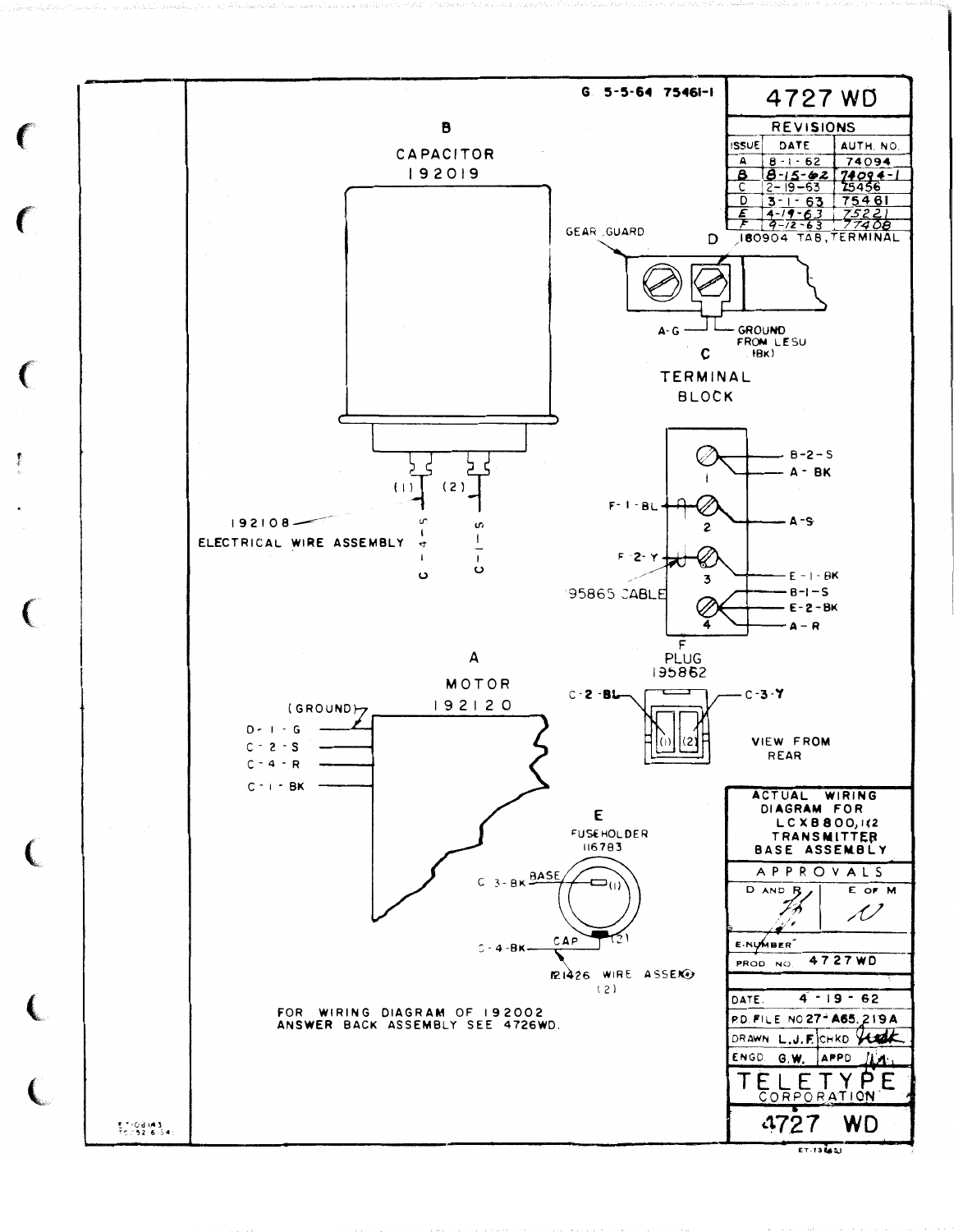G 5-5-64 75461-1

# 4727 WD

| REVISIONS | | |
|---|---|---|
| ISSUE | DATE | AUTH. NO. |
| A | 8-1-62 | 74094 |
| B | 8-15-62 | 74094-1 |
| C | 2-19-63 | 75456 |
| D | 3-1-63 | 75461 |
| E | 4-19-63 | 75221 |
| F | 9-12-63 | 77408 |

**B**
CAPACITOR
192019

(1) C-4-S
(2) C-1-S

192108 ELECTRICAL WIRE ASSEMBLY

**D**
GEAR GUARD
180904 TAB, TERMINAL

A-G — GROUND FROM LESU (BK)

**C**
TERMINAL BLOCK

| Left | Terminal | Right |
|---|---|---|
| | 1 | B-2-S, A-BK |
| F-1-BL | 2 | A-S |
| F-2-Y | 3 | E-1-BK |
| | 4 | B-1-S, E-2-BK, A-R |

195865 CABLE

**F**
PLUG
195862

C-2-BL (1), C-3-Y (2)

VIEW FROM REAR

**A**
MOTOR
192120

(GROUND)
D-1-G
C-2-S
C-4-R
C-1-BK

**E**
FUSEHOLDER
116783

C-3-BK — BASE (1)
C-4-BK — CAP (2)

121426 WIRE ASSEM (2)

FOR WIRING DIAGRAM OF 192002 ANSWER BACK ASSEMBLY SEE 4726WD.

ACTUAL WIRING DIAGRAM FOR LCXB800,1&2 TRANSMITTER BASE ASSEMBLY

| APPROVALS | |
|---|---|
| D AND R | E OF M |

E-NUMBER
PROD NO 4727WD

DATE 4-19-62
P.D. FILE NO 27-A65.219A
DRAWN L.J.F. CHKD
ENGD G.W. APPD

TELETYPE CORPORATION

4727 WD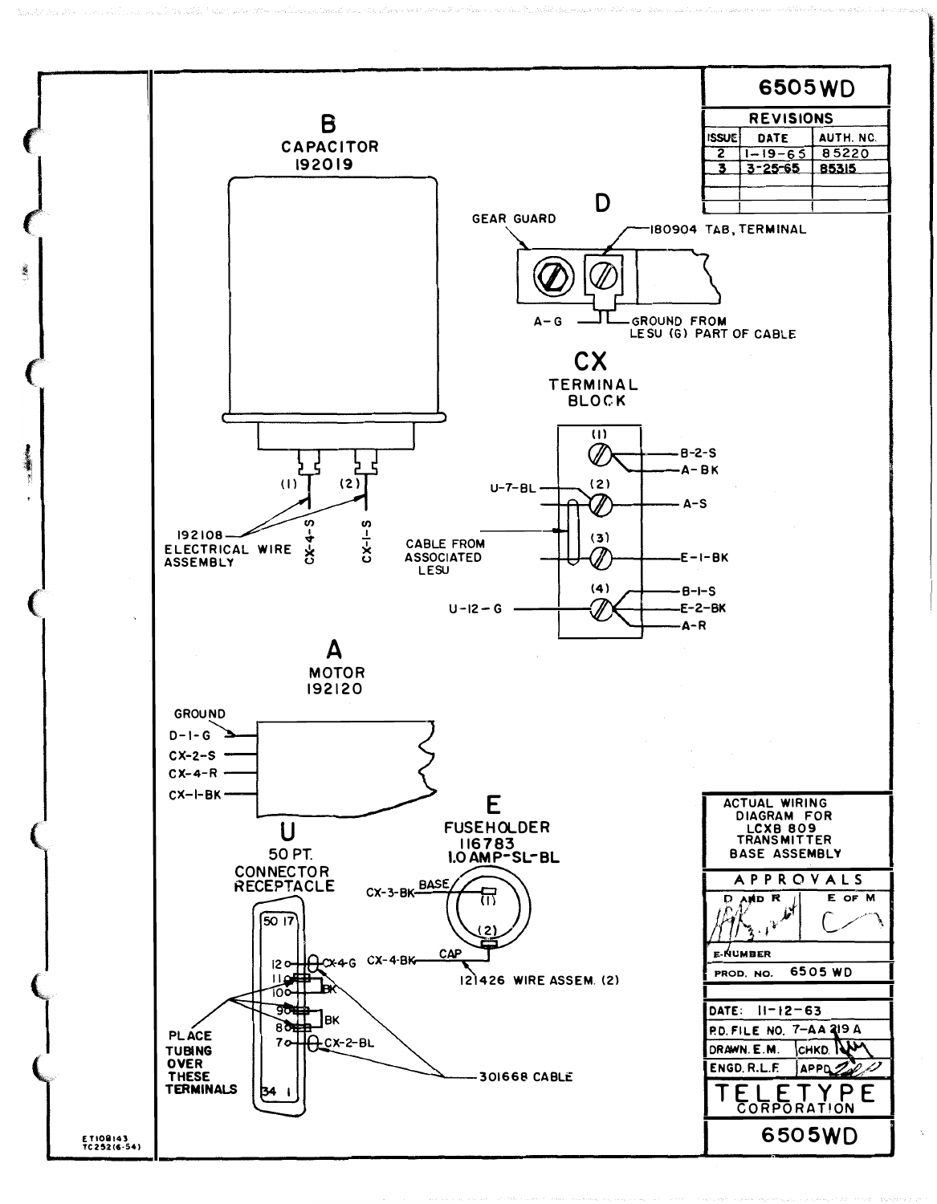# 6505WD

| REVISIONS | | |
|---|---|---|
| ISSUE | DATE | AUTH. NO. |
| 2 | 1-19-65 | 85220 |
| 3 | 3-25-65 | 85315 |

## B
CAPACITOR
192019

(1) (2)

192108 ELECTRICAL WIRE ASSEMBLY

CX-4-S

CX-1-S

## D

GEAR GUARD

180904 TAB, TERMINAL

A-G

GROUND FROM LESU (G) PART OF CABLE

## CX
TERMINAL BLOCK

(1) B-2-S, A-BK

(2) U-7-BL, A-S

CABLE FROM ASSOCIATED LESU

(3) E-1-BK

(4) U-12-G, B-1-S, E-2-BK, A-R

## A
MOTOR
192120

GROUND

D-1-G

CX-2-S

CX-4-R

CX-1-BK

## U
50 PT. CONNECTOR RECEPTACLE

50 17

34 1

12 CX-4-G

11 BK

10

9

8 BK

7 CX-2-BL

PLACE TUBING OVER THESE TERMINALS

301668 CABLE

## E
FUSEHOLDER
116783
1.0 AMP-SL-BL

CX-3-BK BASE (1)

CX-4-BK CAP (2)

121426 WIRE ASSEM. (2)

ACTUAL WIRING DIAGRAM FOR LCXB 809 TRANSMITTER BASE ASSEMBLY

| APPROVALS | |
|---|---|
| D AND R | E OF M |

E-NUMBER

PROD. NO. 6505 WD

DATE: 11-12-63

P.D. FILE NO. 7-AA 219 A

DRAWN. E.M. CHKD.

ENGD. R.L.F. APPD.

TELETYPE CORPORATION

6505WD

ET108143
TC252(6-54)